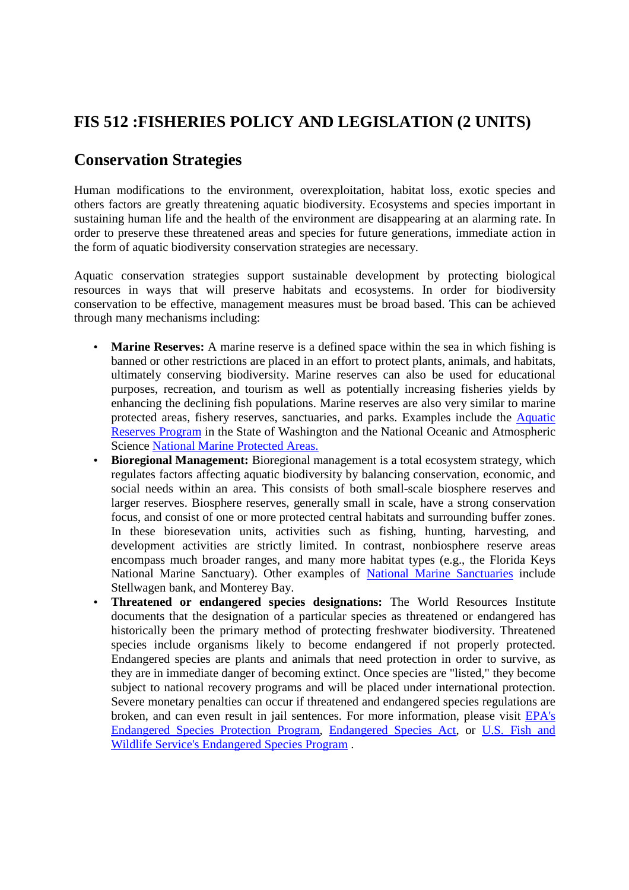## FIS 512 :FISHERIES POLICY AND LEGISLATION (2 UNITS)

## Conservation Strategies

Human modifications to the environment, overexploitation, habitat loss, exotic species and others factors are greatly threatening aquatic biodiversity. Ecosystems and species important in sustaining human life and the health of the environment are disappearing at an alarming rate. In order to preserve these threatened areas and species for future generations, immediate action in the form of aquatic biodiversity conservation strategies are necessary.

Aquatic conservation strategies support sustainable development by protecting biological resources in ways that will preserve habitats and ecosystems. In order for biodiversity conservation to be effective, management measures must be broad based. This can be achieved through many mechanisms including:

- **Marine Reserves:** A marine reserve is a defined space within the sea in which fishing is banned or other restrictions are placed in an effort to protect plants, animals, and habitats, ultimately conserving biodiversity. Marine reserves can also be used for educational purposes, recreation, and tourism as well as potentially increasing fisheries yields by enhancing the declining fish populations. Marine reserves are also very similar to marine protected areas, fishery reserves, sanctuaries, and parks. Examples include the Aquatic Reserves Program in the State of Washington and the National Oceanic and Atmospheric Science National Marine Protected Areas.
- **Bioregional Management:** Bioregional management is a total ecosystem strategy, which regulates factors affecting aquatic biodiversity by balancing conservation, economic, and social needs within an area. This consists of both small-scale biosphere reserves and larger reserves. Biosphere reserves, generally small in scale, have a strong conservation focus, and consist of one or more protected central habitats and surrounding buffer zones. In these bioresevation units, activities such as fishing, hunting, harvesting, and development activities are strictly limited. In contrast, nonbiosphere reserve areas encompass much broader ranges, and many more habitat types (e.g., the Florida Keys National Marine Sanctuary). Other examples of National Marine Sanctuaries include Stellwagen bank, and Monterey Bay.
- **Threatened or endangered species designations:** The World Resources Institute documents that the designation of a particular species as threatened or endangered has historically been the primary method of protecting freshwater biodiversity. Threatened species include organisms likely to become endangered if not properly protected. Endangered species are plants and animals that need protection in order to survive, as they are in immediate danger of becoming extinct. Once species are "listed," they become subject to national recovery programs and will be placed under international protection. Severe monetary penalties can occur if threatened and endangered species regulations are broken, and can even result in jail sentences. For more information, please visit EPA's Endangered Species Protection Program, Endangered Species Act, or U.S. Fish and Wildlife Service's Endangered Species Program .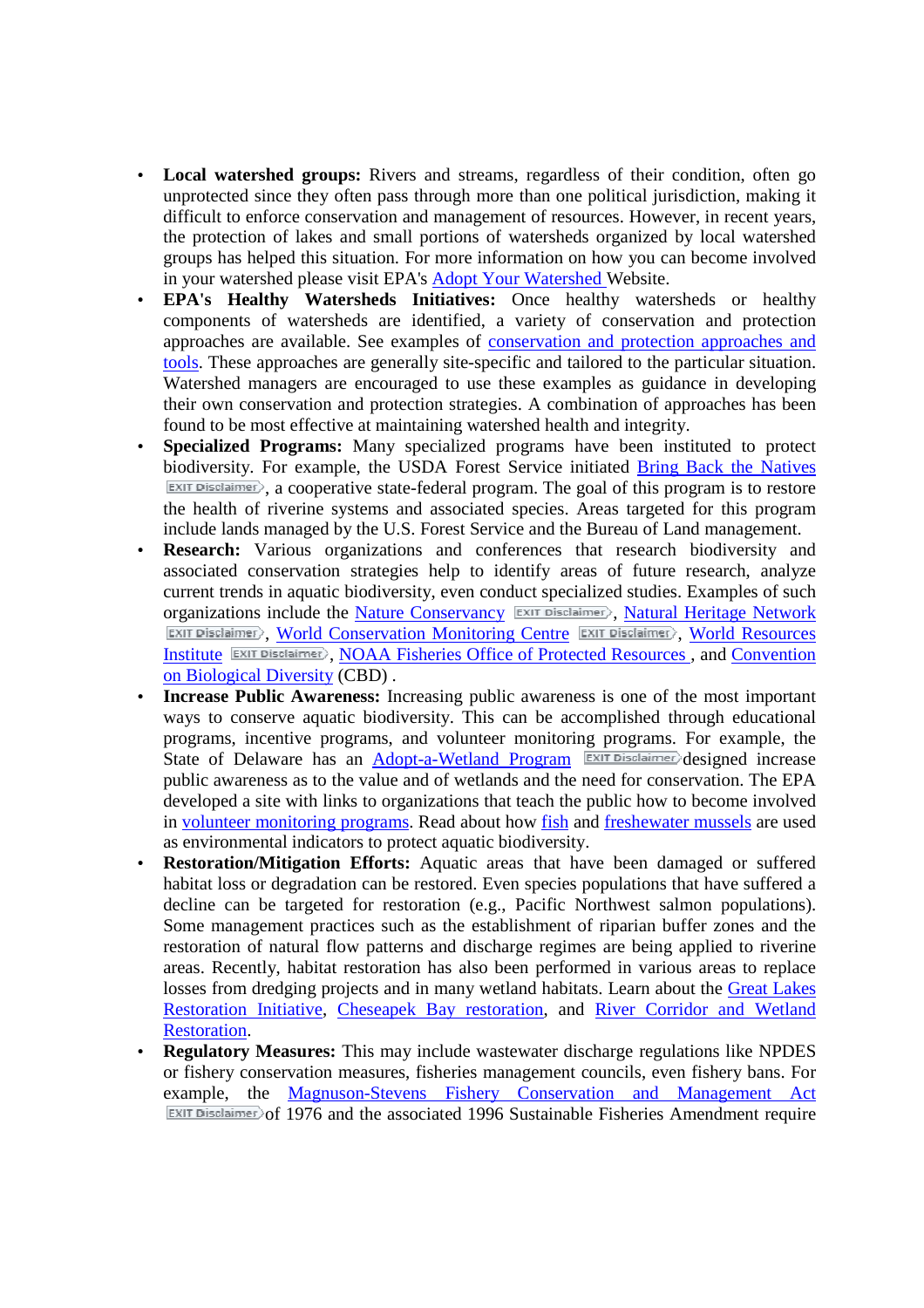- **Local watershed groups:** Rivers and streams, regardless of their condition, often go unprotected since they often pass through more than one political jurisdiction, making it difficult to enforce conservation and management of resources. However, in recent years, the protection of lakes and small portions of watersheds organized by local watershed groups has helped this situation. For more information on how you can become involved in your watershed please visit EPA's Adopt Your Watershed Website.
- **EPA's Healthy Watersheds Initiatives:** Once healthy watersheds or healthy components of watersheds are identified, a variety of conservation and protection approaches are available. See examples of conservation and protection approaches and tools. These approaches are generally site-specific and tailored to the particular situation. Watershed managers are encouraged to use these examples as guidance in developing their own conservation and protection strategies. A combination of approaches has been found to be most effective at maintaining watershed health and integrity.
- **Specialized Programs:** Many specialized programs have been instituted to protect biodiversity. For example, the USDA Forest Service initiated Bring Back the Natives EXIT Disclaimer, a cooperative state-federal program. The goal of this program is to restore the health of riverine systems and associated species. Areas targeted for this program include lands managed by the U.S. Forest Service and the Bureau of Land management.
- **Research:** Various organizations and conferences that research biodiversity and associated conservation strategies help to identify areas of future research, analyze current trends in aquatic biodiversity, even conduct specialized studies. Examples of such organizations include the Nature Conservancy EXIT Disclaimer, Natural Heritage Network EXIT Disclaimer, World Conservation Monitoring Centre EXIT Disclaimer, World Resources Institute EXIT Disclaimer, NOAA Fisheries Office of Protected Resources , and Convention on Biological Diversity (CBD) .
- **Increase Public Awareness:** Increasing public awareness is one of the most important ways to conserve aquatic biodiversity. This can be accomplished through educational programs, incentive programs, and volunteer monitoring programs. For example, the State of Delaware has an Adopt-a-Wetland Program EXIT Disclaimer designed increase public awareness as to the value and of wetlands and the need for conservation. The EPA developed a site with links to organizations that teach the public how to become involved in volunteer monitoring programs. Read about how fish and freshwater mussels are used as environmental indicators to protect aquatic biodiversity.
- **Restoration/Mitigation Efforts:** Aquatic areas that have been damaged or suffered habitat loss or degradation can be restored. Even species populations that have suffered a decline can be targeted for restoration (e.g., Pacific Northwest salmon populations). Some management practices such as the establishment of riparian buffer zones and the restoration of natural flow patterns and discharge regimes are being applied to riverine areas. Recently, habitat restoration has also been performed in various areas to replace losses from dredging projects and in many wetland habitats. Learn about the Great Lakes Restoration Initiative, Cheseapek Bay restoration, and River Corridor and Wetland Restoration.
- **Regulatory Measures:** This may include wastewater discharge regulations like NPDES or fishery conservation measures, fisheries management councils, even fishery bans. For example, the Magnuson-Stevens Fishery Conservation and Management Act EXIT Disclaimer of 1976 and the associated 1996 Sustainable Fisheries Amendment require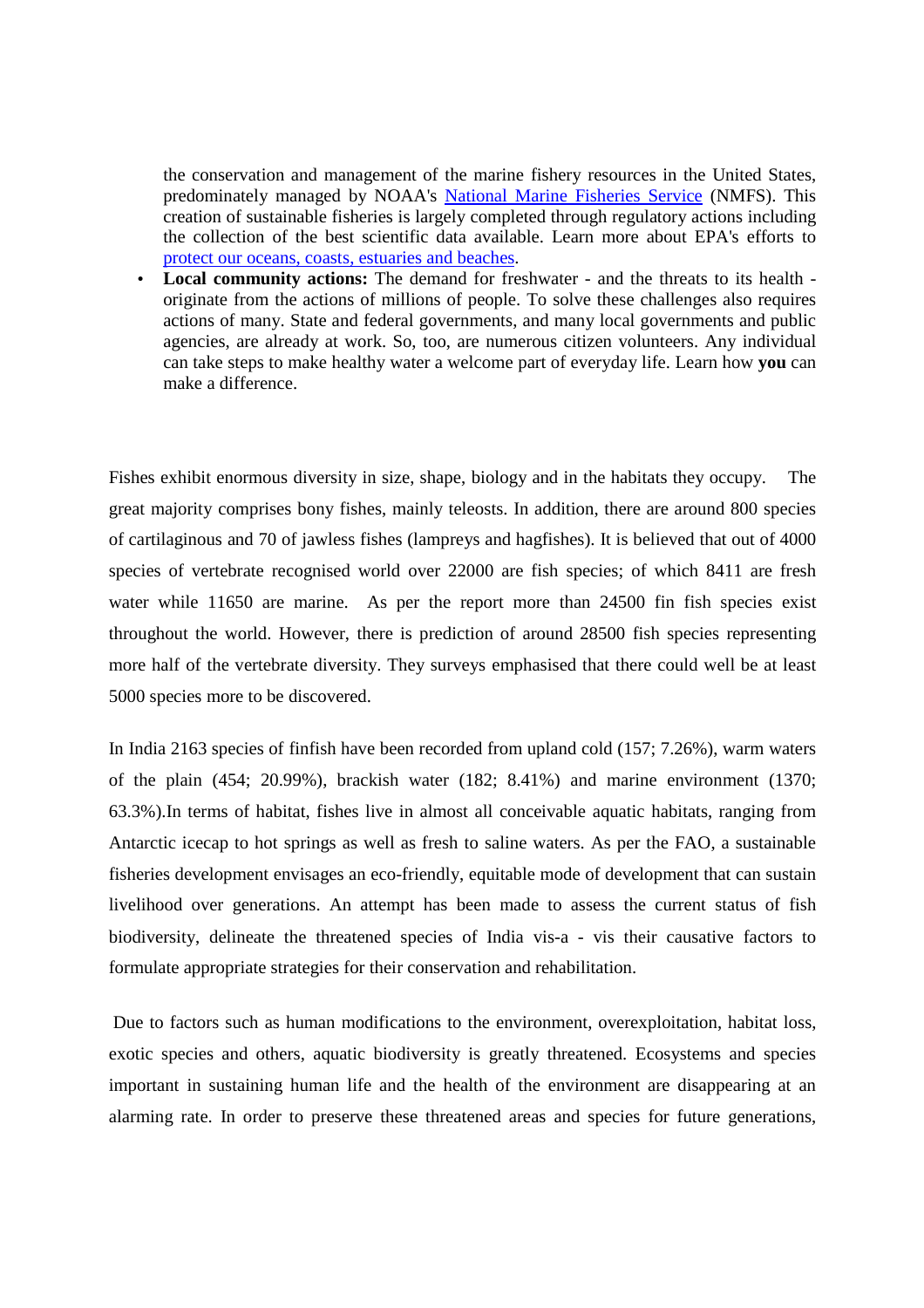the conservation and management of the marine fishery resources in the United States, predominately managed by NOAA's [National Marine Fisheries Service](#) (NMFS). This creation of sustainable fisheries is largely completed through regulatory actions including the collection of the best scientific data available. Learn more about EPA's efforts to [protect our oceans, coasts, estuaries and beaches](#).

- **Local community actions:** The demand for freshwater - and the threats to its health - originate from the actions of millions of people. To solve these challenges also requires actions of many. State and federal governments, and many local governments and public agencies, are already at work. So, too, are numerous citizen volunteers. Any individual can take steps to make healthy water a welcome part of everyday life. Learn how **you** can make a difference.

Fishes exhibit enormous diversity in size, shape, biology and in the habitats they occupy. The great majority comprises bony fishes, mainly teleosts. In addition, there are around 800 species of cartilaginous and 70 of jawless fishes (lampreys and hagfishes). It is believed that out of 4000 species of vertebrate recognised world over 22000 are fish species; of which 8411 are fresh water while 11650 are marine. As per the report more than 24500 fin fish species exist throughout the world. However, there is prediction of around 28500 fish species representing more half of the vertebrate diversity. They surveys emphasised that there could well be at least 5000 species more to be discovered.

In India 2163 species of finfish have been recorded from upland cold (157; 7.26%), warm waters of the plain (454; 20.99%), brackish water (182; 8.41%) and marine environment (1370; 63.3%).In terms of habitat, fishes live in almost all conceivable aquatic habitats, ranging from Antarctic icecap to hot springs as well as fresh to saline waters. As per the FAO, a sustainable fisheries development envisages an eco-friendly, equitable mode of development that can sustain livelihood over generations. An attempt has been made to assess the current status of fish biodiversity, delineate the threatened species of India vis-a - vis their causative factors to formulate appropriate strategies for their conservation and rehabilitation.

Due to factors such as human modifications to the environment, overexploitation, habitat loss, exotic species and others, aquatic biodiversity is greatly threatened. Ecosystems and species important in sustaining human life and the health of the environment are disappearing at an alarming rate. In order to preserve these threatened areas and species for future generations,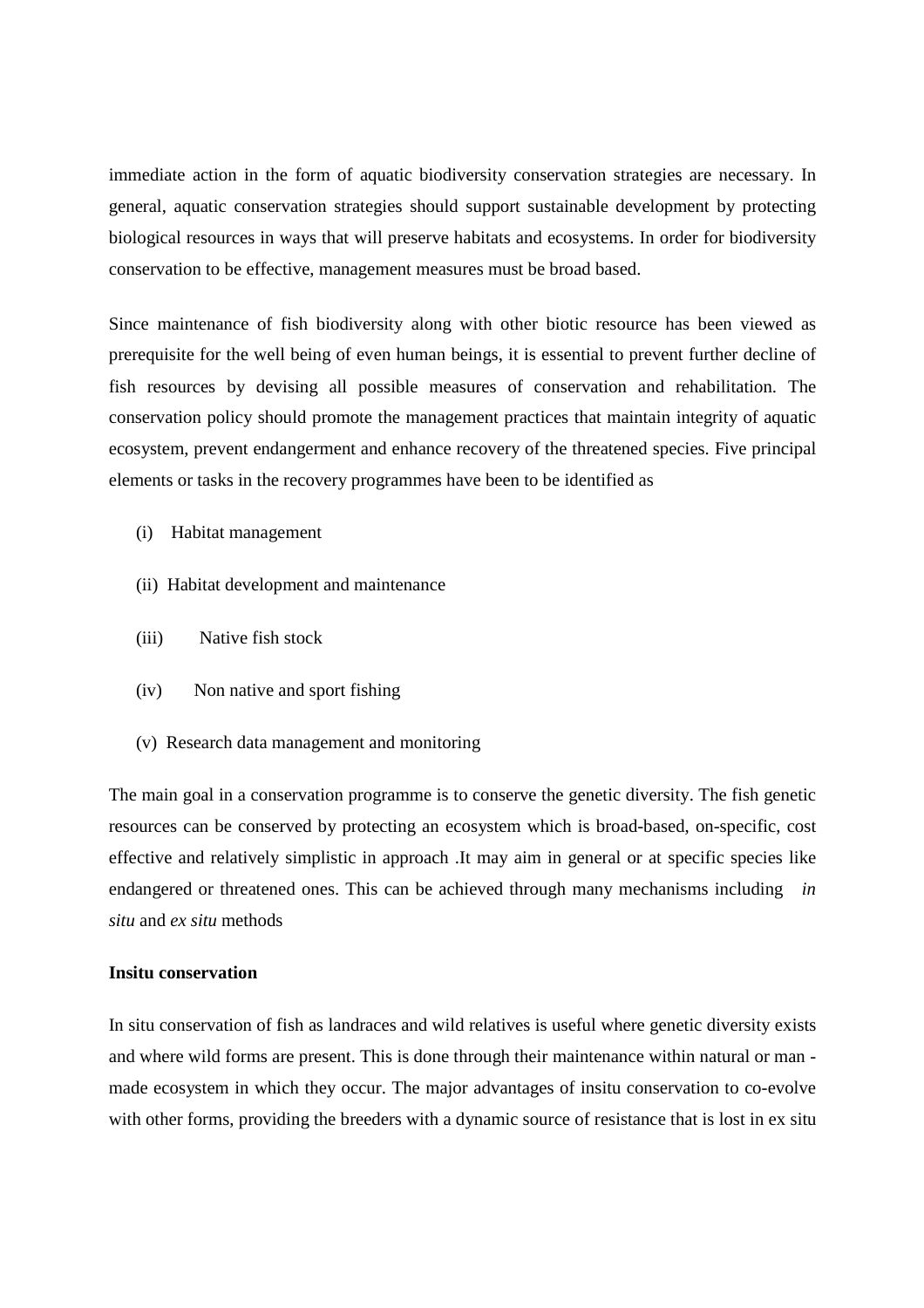immediate action in the form of aquatic biodiversity conservation strategies are necessary. In general, aquatic conservation strategies should support sustainable development by protecting biological resources in ways that will preserve habitats and ecosystems. In order for biodiversity conservation to be effective, management measures must be broad based.

Since maintenance of fish biodiversity along with other biotic resource has been viewed as prerequisite for the well being of even human beings, it is essential to prevent further decline of fish resources by devising all possible measures of conservation and rehabilitation. The conservation policy should promote the management practices that maintain integrity of aquatic ecosystem, prevent endangerment and enhance recovery of the threatened species. Five principal elements or tasks in the recovery programmes have been to be identified as

(i) Habitat management

(ii) Habitat development and maintenance

(iii) Native fish stock

(iv) Non native and sport fishing

(v) Research data management and monitoring

The main goal in a conservation programme is to conserve the genetic diversity. The fish genetic resources can be conserved by protecting an ecosystem which is broad-based, on-specific, cost effective and relatively simplistic in approach .It may aim in general or at specific species like endangered or threatened ones. This can be achieved through many mechanisms including *in situ* and *ex situ* methods

**Insitu conservation**

In situ conservation of fish as landraces and wild relatives is useful where genetic diversity exists and where wild forms are present. This is done through their maintenance within natural or man - made ecosystem in which they occur. The major advantages of insitu conservation to co-evolve with other forms, providing the breeders with a dynamic source of resistance that is lost in ex situ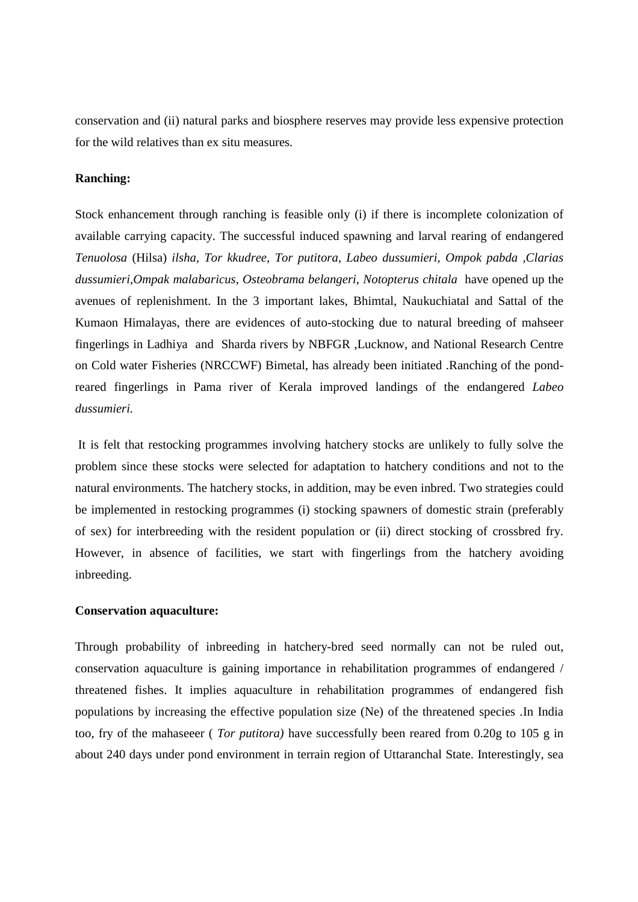conservation and (ii) natural parks and biosphere reserves may provide less expensive protection for the wild relatives than ex situ measures.

**Ranching:**

Stock enhancement through ranching is feasible only (i) if there is incomplete colonization of available carrying capacity. The successful induced spawning and larval rearing of endangered *Tenuolosa* (Hilsa) *ilsha, Tor kkudree, Tor putitora, Labeo dussumieri, Ompok pabda ,Clarias dussumieri,Ompak malabaricus, Osteobrama belangeri, Notopterus chitala* have opened up the avenues of replenishment. In the 3 important lakes, Bhimtal, Naukuchiatal and Sattal of the Kumaon Himalayas, there are evidences of auto-stocking due to natural breeding of mahseer fingerlings in Ladhiya and Sharda rivers by NBFGR ,Lucknow, and National Research Centre on Cold water Fisheries (NRCCWF) Bimetal, has already been initiated .Ranching of the pond-reared fingerlings in Pama river of Kerala improved landings of the endangered *Labeo dussumieri.*

It is felt that restocking programmes involving hatchery stocks are unlikely to fully solve the problem since these stocks were selected for adaptation to hatchery conditions and not to the natural environments. The hatchery stocks, in addition, may be even inbred. Two strategies could be implemented in restocking programmes (i) stocking spawners of domestic strain (preferably of sex) for interbreeding with the resident population or (ii) direct stocking of crossbred fry. However, in absence of facilities, we start with fingerlings from the hatchery avoiding inbreeding.

**Conservation aquaculture:**

Through probability of inbreeding in hatchery-bred seed normally can not be ruled out, conservation aquaculture is gaining importance in rehabilitation programmes of endangered / threatened fishes. It implies aquaculture in rehabilitation programmes of endangered fish populations by increasing the effective population size (Ne) of the threatened species .In India too, fry of the mahaseeer ( *Tor putitora)* have successfully been reared from 0.20g to 105 g in about 240 days under pond environment in terrain region of Uttaranchal State. Interestingly, sea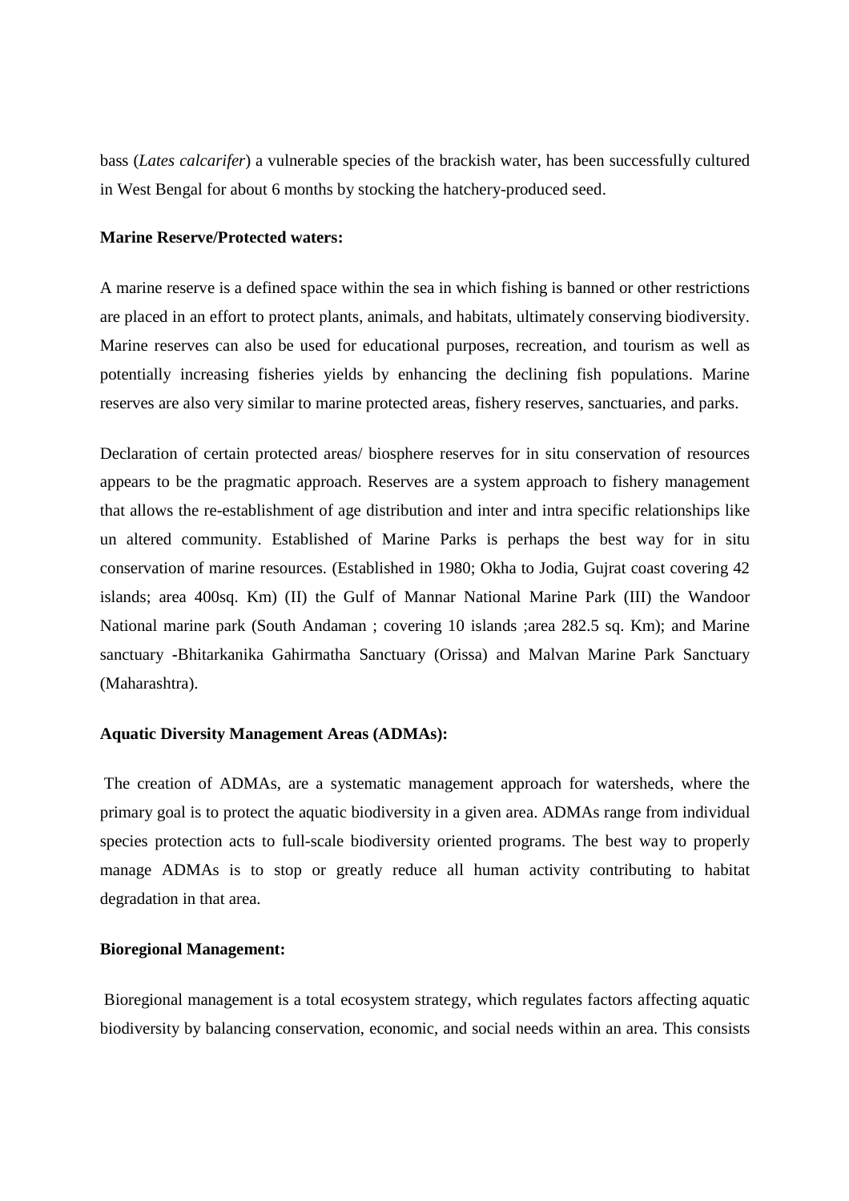bass (*Lates calcarifer*) a vulnerable species of the brackish water, has been successfully cultured in West Bengal for about 6 months by stocking the hatchery-produced seed.

**Marine Reserve/Protected waters:**

A marine reserve is a defined space within the sea in which fishing is banned or other restrictions are placed in an effort to protect plants, animals, and habitats, ultimately conserving biodiversity. Marine reserves can also be used for educational purposes, recreation, and tourism as well as potentially increasing fisheries yields by enhancing the declining fish populations. Marine reserves are also very similar to marine protected areas, fishery reserves, sanctuaries, and parks.

Declaration of certain protected areas/ biosphere reserves for in situ conservation of resources appears to be the pragmatic approach. Reserves are a system approach to fishery management that allows the re-establishment of age distribution and inter and intra specific relationships like un altered community. Established of Marine Parks is perhaps the best way for in situ conservation of marine resources. (Established in 1980; Okha to Jodia, Gujrat coast covering 42 islands; area 400sq. Km) (II) the Gulf of Mannar National Marine Park (III) the Wandoor National marine park (South Andaman ; covering 10 islands ;area 282.5 sq. Km); and Marine sanctuary -Bhitarkanika Gahirmatha Sanctuary (Orissa) and Malvan Marine Park Sanctuary (Maharashtra).

**Aquatic Diversity Management Areas (ADMAs):**

The creation of ADMAs, are a systematic management approach for watersheds, where the primary goal is to protect the aquatic biodiversity in a given area. ADMAs range from individual species protection acts to full-scale biodiversity oriented programs. The best way to properly manage ADMAs is to stop or greatly reduce all human activity contributing to habitat degradation in that area.

**Bioregional Management:**

Bioregional management is a total ecosystem strategy, which regulates factors affecting aquatic biodiversity by balancing conservation, economic, and social needs within an area. This consists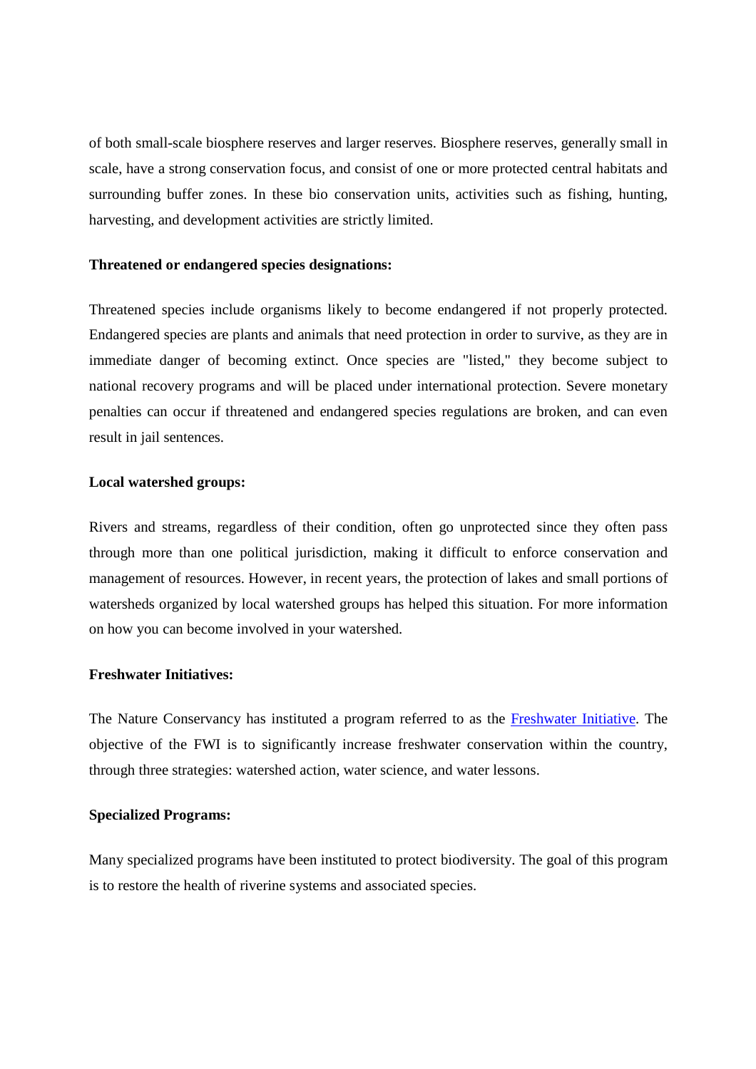of both small-scale biosphere reserves and larger reserves. Biosphere reserves, generally small in scale, have a strong conservation focus, and consist of one or more protected central habitats and surrounding buffer zones. In these bio conservation units, activities such as fishing, hunting, harvesting, and development activities are strictly limited.

**Threatened or endangered species designations:**

Threatened species include organisms likely to become endangered if not properly protected. Endangered species are plants and animals that need protection in order to survive, as they are in immediate danger of becoming extinct. Once species are "listed," they become subject to national recovery programs and will be placed under international protection. Severe monetary penalties can occur if threatened and endangered species regulations are broken, and can even result in jail sentences.

**Local watershed groups:**

Rivers and streams, regardless of their condition, often go unprotected since they often pass through more than one political jurisdiction, making it difficult to enforce conservation and management of resources. However, in recent years, the protection of lakes and small portions of watersheds organized by local watershed groups has helped this situation. For more information on how you can become involved in your watershed.

**Freshwater Initiatives:**

The Nature Conservancy has instituted a program referred to as the Freshwater Initiative. The objective of the FWI is to significantly increase freshwater conservation within the country, through three strategies: watershed action, water science, and water lessons.

**Specialized Programs:**

Many specialized programs have been instituted to protect biodiversity. The goal of this program is to restore the health of riverine systems and associated species.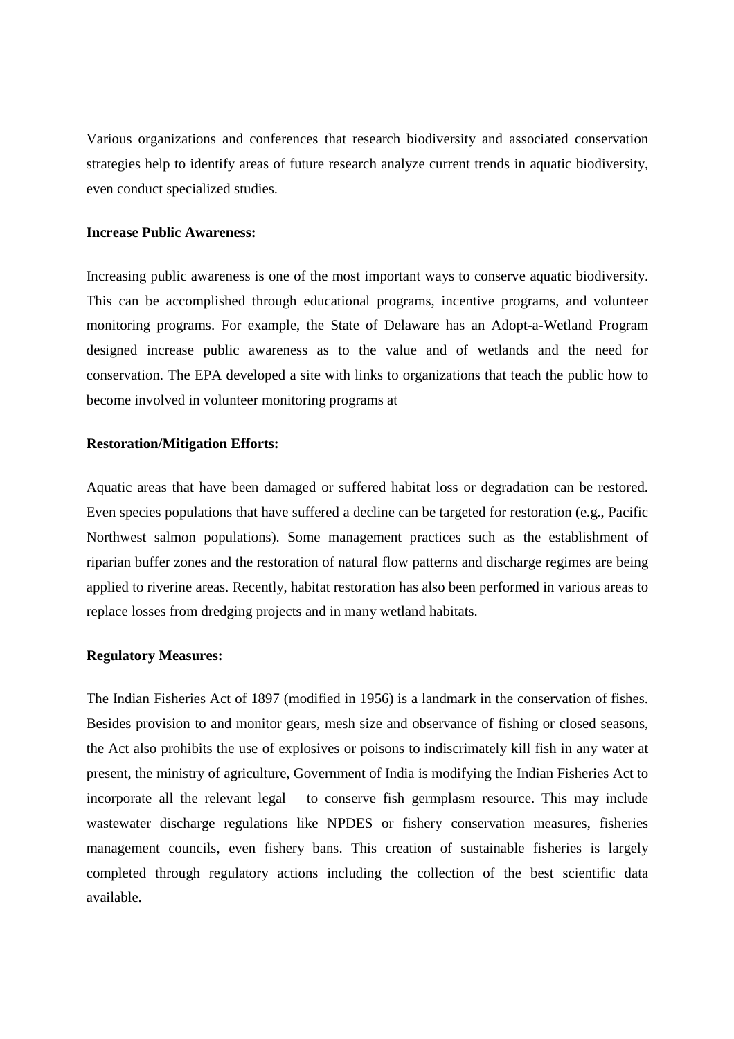Various organizations and conferences that research biodiversity and associated conservation strategies help to identify areas of future research analyze current trends in aquatic biodiversity, even conduct specialized studies.

**Increase Public Awareness:**

Increasing public awareness is one of the most important ways to conserve aquatic biodiversity. This can be accomplished through educational programs, incentive programs, and volunteer monitoring programs. For example, the State of Delaware has an Adopt-a-Wetland Program designed increase public awareness as to the value and of wetlands and the need for conservation. The EPA developed a site with links to organizations that teach the public how to become involved in volunteer monitoring programs at

**Restoration/Mitigation Efforts:**

Aquatic areas that have been damaged or suffered habitat loss or degradation can be restored. Even species populations that have suffered a decline can be targeted for restoration (e.g., Pacific Northwest salmon populations). Some management practices such as the establishment of riparian buffer zones and the restoration of natural flow patterns and discharge regimes are being applied to riverine areas. Recently, habitat restoration has also been performed in various areas to replace losses from dredging projects and in many wetland habitats.

**Regulatory Measures:**

The Indian Fisheries Act of 1897 (modified in 1956) is a landmark in the conservation of fishes. Besides provision to and monitor gears, mesh size and observance of fishing or closed seasons, the Act also prohibits the use of explosives or poisons to indiscrimately kill fish in any water at present, the ministry of agriculture, Government of India is modifying the Indian Fisheries Act to incorporate all the relevant legal to conserve fish germplasm resource. This may include wastewater discharge regulations like NPDES or fishery conservation measures, fisheries management councils, even fishery bans. This creation of sustainable fisheries is largely completed through regulatory actions including the collection of the best scientific data available.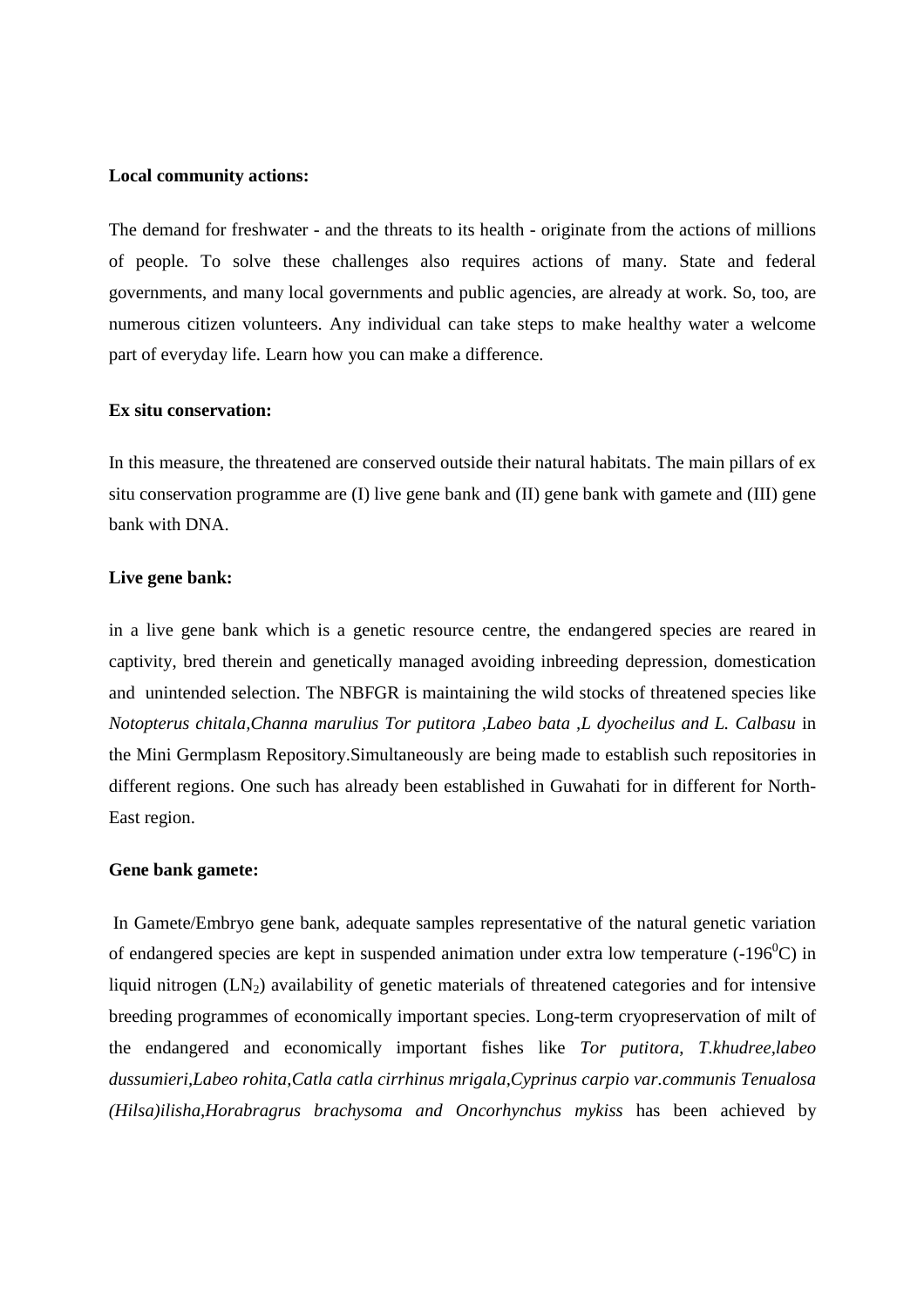**Local community actions:**

The demand for freshwater - and the threats to its health - originate from the actions of millions of people. To solve these challenges also requires actions of many. State and federal governments, and many local governments and public agencies, are already at work. So, too, are numerous citizen volunteers. Any individual can take steps to make healthy water a welcome part of everyday life. Learn how you can make a difference.

**Ex situ conservation:**

In this measure, the threatened are conserved outside their natural habitats. The main pillars of ex situ conservation programme are (I) live gene bank and (II) gene bank with gamete and (III) gene bank with DNA.

**Live gene bank:**

in a live gene bank which is a genetic resource centre, the endangered species are reared in captivity, bred therein and genetically managed avoiding inbreeding depression, domestication and unintended selection. The NBFGR is maintaining the wild stocks of threatened species like *Notopterus chitala,Channa marulius Tor putitora ,Labeo bata ,L dyocheilus and L. Calbasu* in the Mini Germplasm Repository.Simultaneously are being made to establish such repositories in different regions. One such has already been established in Guwahati for in different for North-East region.

**Gene bank gamete:**

In Gamete/Embryo gene bank, adequate samples representative of the natural genetic variation of endangered species are kept in suspended animation under extra low temperature ($-196^0$C) in liquid nitrogen ($LN_2$) availability of genetic materials of threatened categories and for intensive breeding programmes of economically important species. Long-term cryopreservation of milt of the endangered and economically important fishes like *Tor putitora*, *T.khudree,labeo dussumieri,Labeo rohita,Catla catla cirrhinus mrigala,Cyprinus carpio var.communis Tenualosa (Hilsa)ilisha,Horabragrus brachysoma and Oncorhynchus mykiss* has been achieved by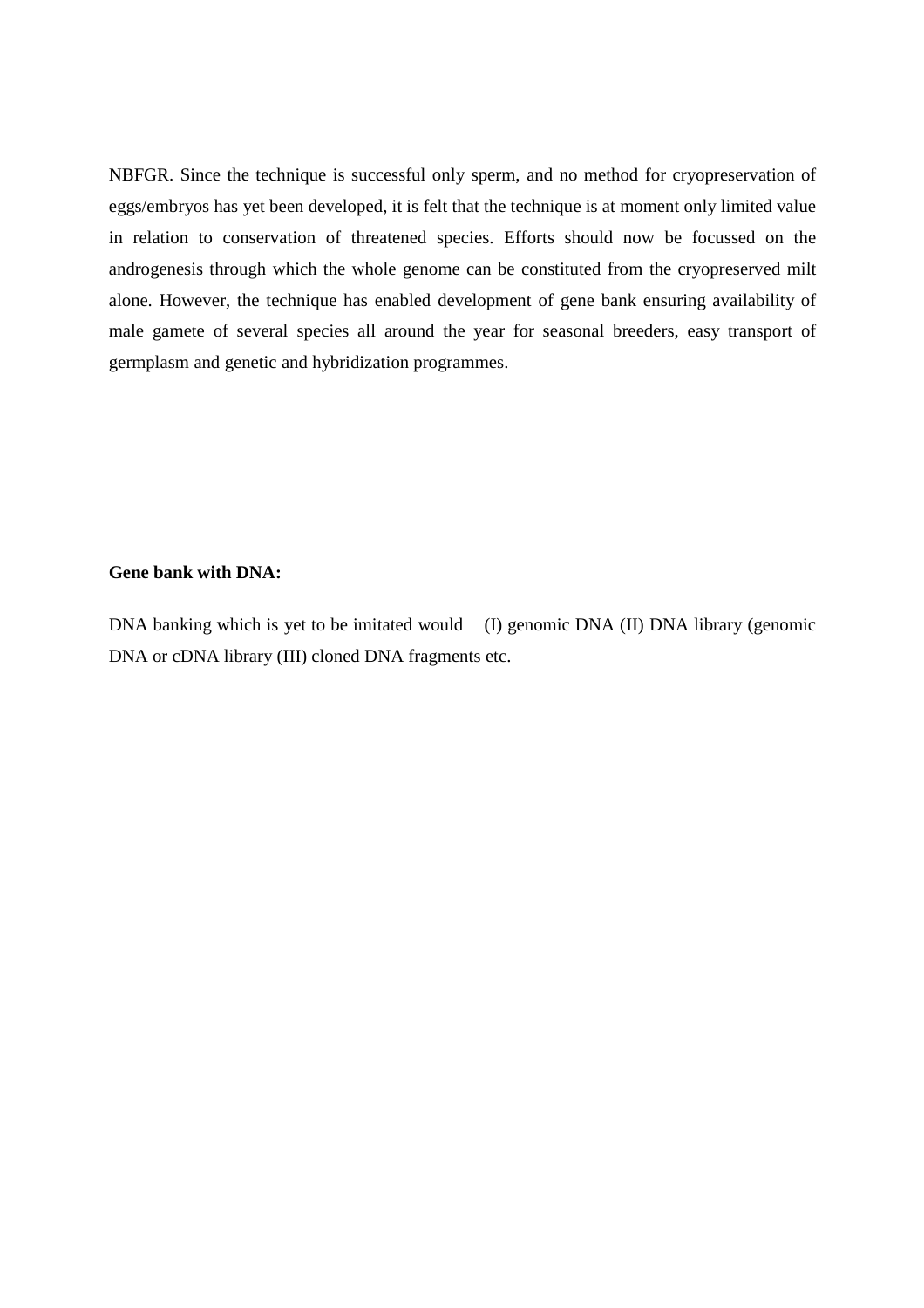NBFGR. Since the technique is successful only sperm, and no method for cryopreservation of eggs/embryos has yet been developed, it is felt that the technique is at moment only limited value in relation to conservation of threatened species. Efforts should now be focussed on the androgenesis through which the whole genome can be constituted from the cryopreserved milt alone. However, the technique has enabled development of gene bank ensuring availability of male gamete of several species all around the year for seasonal breeders, easy transport of germplasm and genetic and hybridization programmes.

**Gene bank with DNA:**

DNA banking which is yet to be imitated would (I) genomic DNA (II) DNA library (genomic DNA or cDNA library (III) cloned DNA fragments etc.